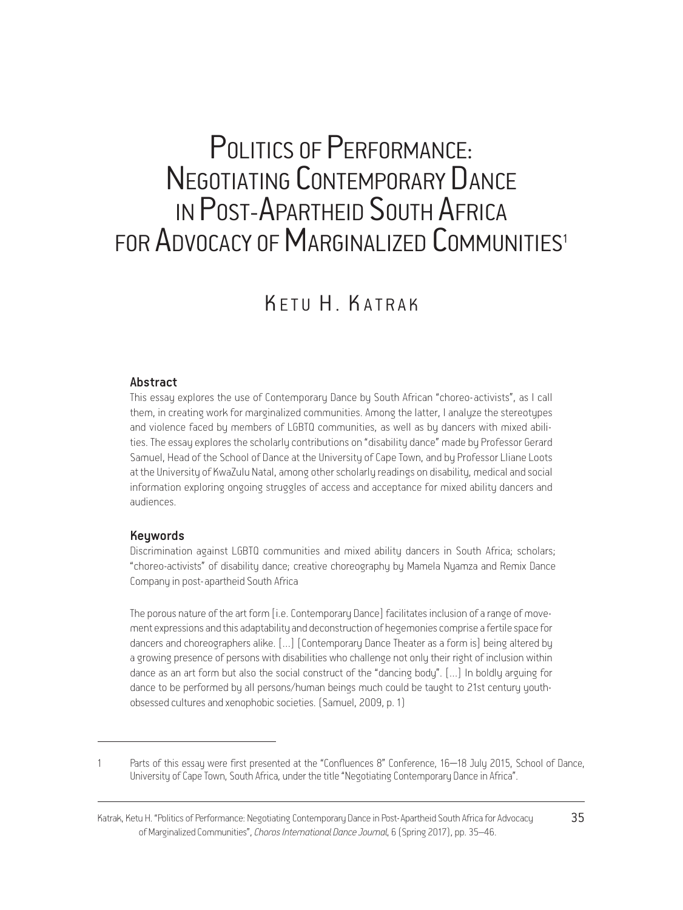# Politics of Performance: Negotiating Contemporary Dance in Post-Apartheid South Africa for Advocacy of Marginalized Communities[1]

## Ketu H. Katrak

### Abstract

This essay explores the use of Contemporary Dance by South African "choreo-activists", as I call them, in creating work for marginalized communities. Among the latter, I analyze the stereotypes and violence faced by members of LGBTQ communities, as well as by dancers with mixed abilities. The essay explores the scholarly contributions on "disability dance" made by Professor Gerard Samuel, Head of the School of Dance at the University of Cape Town, and by Professor Lliane Loots at the University of KwaZulu Natal, among other scholarly readings on disability, medical and social information exploring ongoing struggles of access and acceptance for mixed ability dancers and audiences.

### Keywords

Discrimination against LGBTQ communities and mixed ability dancers in South Africa; scholars; "choreo-activists" of disability dance; creative choreography by Mamela Nyamza and Remix Dance Company in post-apartheid South Africa

> The porous nature of the art form [i.e. Contemporary Dance] facilitates inclusion of a range of movement expressions and this adaptability and deconstruction of hegemonies comprise a fertile space for dancers and choreographers alike. [...] [Contemporary Dance Theater as a form is] being altered by a growing presence of persons with disabilities who challenge not only their right of inclusion within dance as an art form but also the social construct of the "dancing body". [...] In boldly arguing for dance to be performed by all persons/human beings much could be taught to 21st century youth-obsessed cultures and xenophobic societies. (Samuel, 2009, p. 1)

---

[1] Parts of this essay were first presented at the "Confluences 8" Conference, 16—18 July 2015, School of Dance, University of Cape Town, South Africa, under the title "Negotiating Contemporary Dance in Africa".

Katrak, Ketu H. "Politics of Performance: Negotiating Contemporary Dance in Post-Apartheid South Africa for Advocacy of Marginalized Communities", *Choros International Dance Journal*, 6 (Spring 2017), pp. 35–46.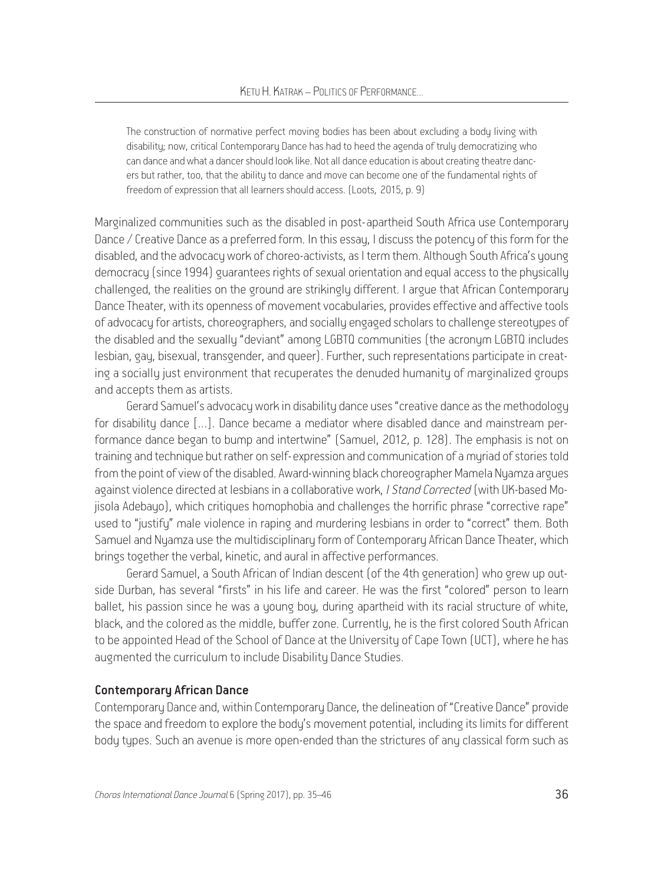> The construction of normative perfect moving bodies has been about excluding a body living with disability; now, critical Contemporary Dance has had to heed the agenda of truly democratizing who can dance and what a dancer should look like. Not all dance education is about creating theatre dancers but rather, too, that the ability to dance and move can become one of the fundamental rights of freedom of expression that all learners should access. (Loots, 2015, p. 9)

Marginalized communities such as the disabled in post-apartheid South Africa use Contemporary Dance / Creative Dance as a preferred form. In this essay, I discuss the potency of this form for the disabled, and the advocacy work of choreo-activists, as I term them. Although South Africa's young democracy (since 1994) guarantees rights of sexual orientation and equal access to the physically challenged, the realities on the ground are strikingly different. I argue that African Contemporary Dance Theater, with its openness of movement vocabularies, provides effective and affective tools of advocacy for artists, choreographers, and socially engaged scholars to challenge stereotypes of the disabled and the sexually "deviant" among LGBTQ communities (the acronym LGBTQ includes lesbian, gay, bisexual, transgender, and queer). Further, such representations participate in creating a socially just environment that recuperates the denuded humanity of marginalized groups and accepts them as artists.

Gerard Samuel's advocacy work in disability dance uses "creative dance as the methodology for disability dance [...]. Dance became a mediator where disabled dance and mainstream performance dance began to bump and intertwine" (Samuel, 2012, p. 128). The emphasis is not on training and technique but rather on self-expression and communication of a myriad of stories told from the point of view of the disabled. Award-winning black choreographer Mamela Nyamza argues against violence directed at lesbians in a collaborative work, *I Stand Corrected* (with UK-based Mojisola Adebayo), which critiques homophobia and challenges the horrific phrase "corrective rape" used to "justify" male violence in raping and murdering lesbians in order to "correct" them. Both Samuel and Nyamza use the multidisciplinary form of Contemporary African Dance Theater, which brings together the verbal, kinetic, and aural in affective performances.

Gerard Samuel, a South African of Indian descent (of the 4th generation) who grew up outside Durban, has several "firsts" in his life and career. He was the first "colored" person to learn ballet, his passion since he was a young boy, during apartheid with its racial structure of white, black, and the colored as the middle, buffer zone. Currently, he is the first colored South African to be appointed Head of the School of Dance at the University of Cape Town (UCT), where he has augmented the curriculum to include Disability Dance Studies.

## Contemporary African Dance

Contemporary Dance and, within Contemporary Dance, the delineation of "Creative Dance" provide the space and freedom to explore the body's movement potential, including its limits for different body types. Such an avenue is more open-ended than the strictures of any classical form such as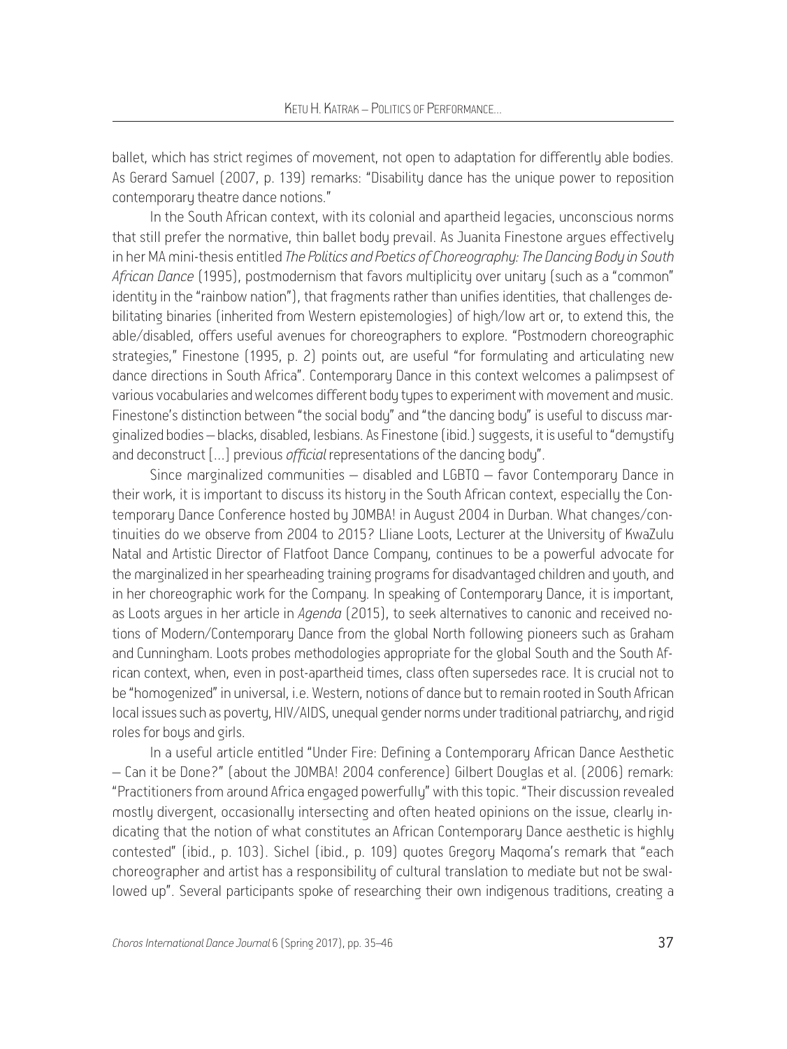ballet, which has strict regimes of movement, not open to adaptation for differently able bodies. As Gerard Samuel (2007, p. 139) remarks: "Disability dance has the unique power to reposition contemporary theatre dance notions."

In the South African context, with its colonial and apartheid legacies, unconscious norms that still prefer the normative, thin ballet body prevail. As Juanita Finestone argues effectively in her MA mini-thesis entitled *The Politics and Poetics of Choreography: The Dancing Body in South African Dance* (1995), postmodernism that favors multiplicity over unitary (such as a "common" identity in the "rainbow nation"), that fragments rather than unifies identities, that challenges debilitating binaries (inherited from Western epistemologies) of high/low art or, to extend this, the able/disabled, offers useful avenues for choreographers to explore. "Postmodern choreographic strategies," Finestone (1995, p. 2) points out, are useful "for formulating and articulating new dance directions in South Africa". Contemporary Dance in this context welcomes a palimpsest of various vocabularies and welcomes different body types to experiment with movement and music. Finestone's distinction between "the social body" and "the dancing body" is useful to discuss marginalized bodies – blacks, disabled, lesbians. As Finestone (ibid.) suggests, it is useful to "demystify and deconstruct [...] previous *official* representations of the dancing body".

Since marginalized communities – disabled and LGBTQ – favor Contemporary Dance in their work, it is important to discuss its history in the South African context, especially the Contemporary Dance Conference hosted by JOMBA! in August 2004 in Durban. What changes/continuities do we observe from 2004 to 2015? Lliane Loots, Lecturer at the University of KwaZulu Natal and Artistic Director of Flatfoot Dance Company, continues to be a powerful advocate for the marginalized in her spearheading training programs for disadvantaged children and youth, and in her choreographic work for the Company. In speaking of Contemporary Dance, it is important, as Loots argues in her article in *Agenda* (2015), to seek alternatives to canonic and received notions of Modern/Contemporary Dance from the global North following pioneers such as Graham and Cunningham. Loots probes methodologies appropriate for the global South and the South African context, when, even in post-apartheid times, class often supersedes race. It is crucial not to be "homogenized" in universal, i.e. Western, notions of dance but to remain rooted in South African local issues such as poverty, HIV/AIDS, unequal gender norms under traditional patriarchy, and rigid roles for boys and girls.

In a useful article entitled "Under Fire: Defining a Contemporary African Dance Aesthetic – Can it be Done?" (about the JOMBA! 2004 conference) Gilbert Douglas et al. (2006) remark: "Practitioners from around Africa engaged powerfully" with this topic. "Their discussion revealed mostly divergent, occasionally intersecting and often heated opinions on the issue, clearly indicating that the notion of what constitutes an African Contemporary Dance aesthetic is highly contested" (ibid., p. 103). Sichel (ibid., p. 109) quotes Gregory Maqoma's remark that "each choreographer and artist has a responsibility of cultural translation to mediate but not be swallowed up". Several participants spoke of researching their own indigenous traditions, creating a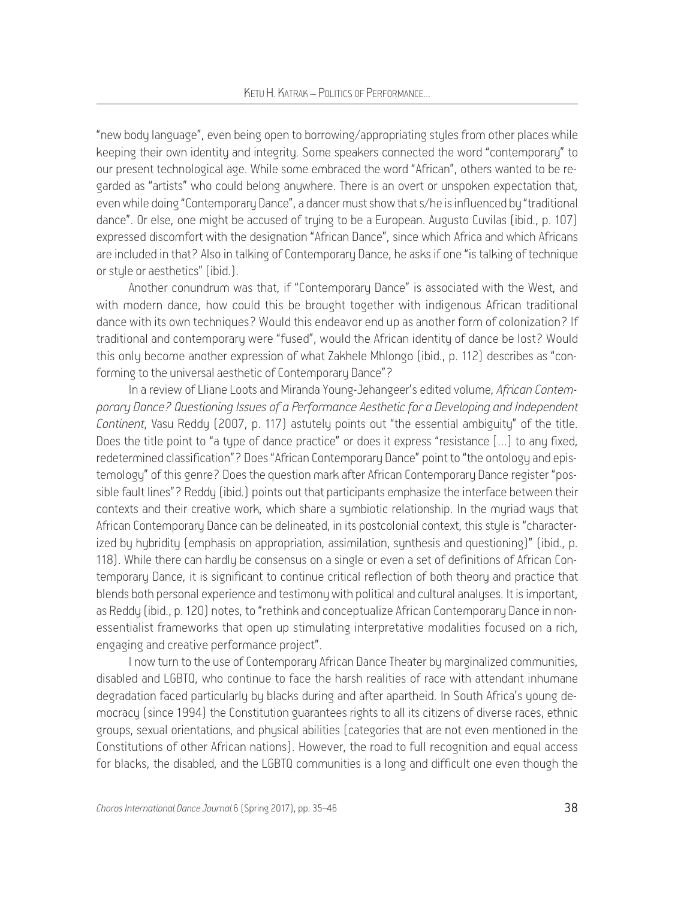"new body language", even being open to borrowing/appropriating styles from other places while keeping their own identity and integrity. Some speakers connected the word "contemporary" to our present technological age. While some embraced the word "African", others wanted to be regarded as "artists" who could belong anywhere. There is an overt or unspoken expectation that, even while doing "Contemporary Dance", a dancer must show that s/he is influenced by "traditional dance". Or else, one might be accused of trying to be a European. Augusto Cuvilas (ibid., p. 107) expressed discomfort with the designation "African Dance", since which Africa and which Africans are included in that? Also in talking of Contemporary Dance, he asks if one "is talking of technique or style or aesthetics" (ibid.).

Another conundrum was that, if "Contemporary Dance" is associated with the West, and with modern dance, how could this be brought together with indigenous African traditional dance with its own techniques? Would this endeavor end up as another form of colonization? If traditional and contemporary were "fused", would the African identity of dance be lost? Would this only become another expression of what Zakhele Mhlongo (ibid., p. 112) describes as "conforming to the universal aesthetic of Contemporary Dance"?

In a review of Lliane Loots and Miranda Young-Jehangeer's edited volume, *African Contemporary Dance? Questioning Issues of a Performance Aesthetic for a Developing and Independent Continent*, Vasu Reddy (2007, p. 117) astutely points out "the essential ambiguity" of the title. Does the title point to "a type of dance practice" or does it express "resistance [...] to any fixed, redetermined classification"? Does "African Contemporary Dance" point to "the ontology and epistemology" of this genre? Does the question mark after African Contemporary Dance register "possible fault lines"? Reddy (ibid.) points out that participants emphasize the interface between their contexts and their creative work, which share a symbiotic relationship. In the myriad ways that African Contemporary Dance can be delineated, in its postcolonial context, this style is "characterized by hybridity (emphasis on appropriation, assimilation, synthesis and questioning)" (ibid., p. 118). While there can hardly be consensus on a single or even a set of definitions of African Contemporary Dance, it is significant to continue critical reflection of both theory and practice that blends both personal experience and testimony with political and cultural analyses. It is important, as Reddy (ibid., p. 120) notes, to "rethink and conceptualize African Contemporary Dance in non-essentialist frameworks that open up stimulating interpretative modalities focused on a rich, engaging and creative performance project".

I now turn to the use of Contemporary African Dance Theater by marginalized communities, disabled and LGBTQ, who continue to face the harsh realities of race with attendant inhumane degradation faced particularly by blacks during and after apartheid. In South Africa's young democracy (since 1994) the Constitution guarantees rights to all its citizens of diverse races, ethnic groups, sexual orientations, and physical abilities (categories that are not even mentioned in the Constitutions of other African nations). However, the road to full recognition and equal access for blacks, the disabled, and the LGBTQ communities is a long and difficult one even though the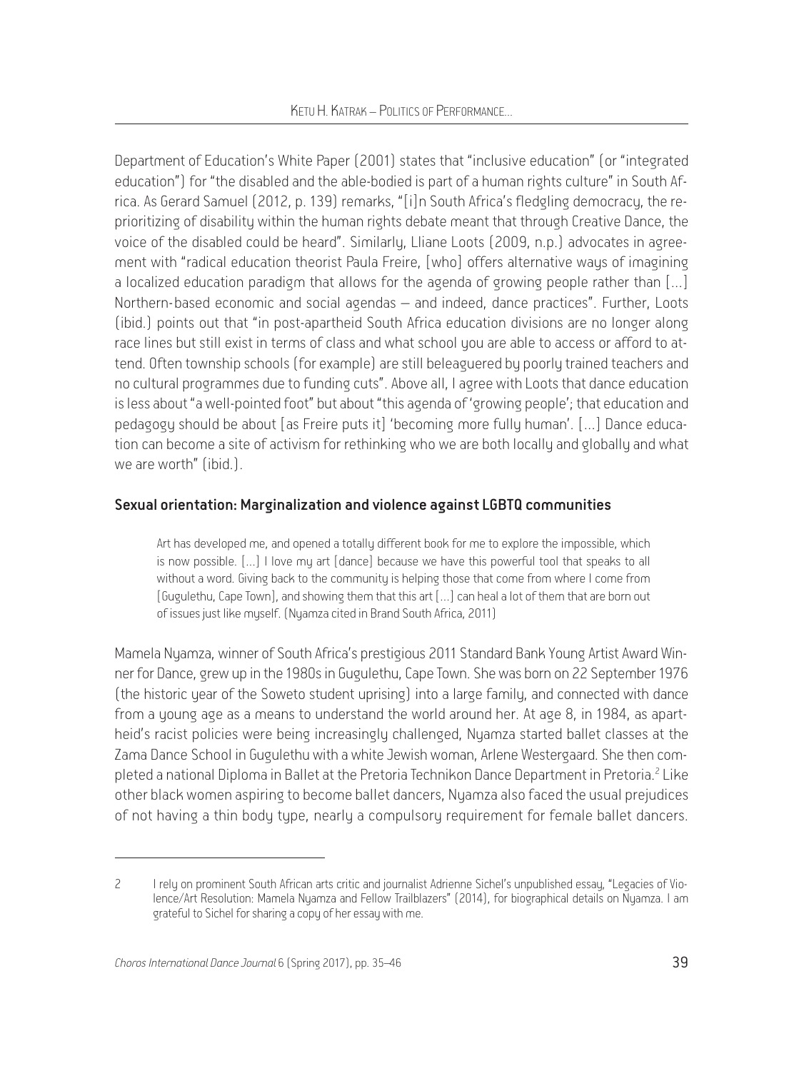Department of Education's White Paper (2001) states that "inclusive education" (or "integrated education") for "the disabled and the able-bodied is part of a human rights culture" in South Africa. As Gerard Samuel (2012, p. 139) remarks, "[i]n South Africa's fledgling democracy, the re-prioritizing of disability within the human rights debate meant that through Creative Dance, the voice of the disabled could be heard". Similarly, Lliane Loots (2009, n.p.) advocates in agreement with "radical education theorist Paula Freire, [who] offers alternative ways of imagining a localized education paradigm that allows for the agenda of growing people rather than [...] Northern-based economic and social agendas – and indeed, dance practices". Further, Loots (ibid.) points out that "in post-apartheid South Africa education divisions are no longer along race lines but still exist in terms of class and what school you are able to access or afford to attend. Often township schools (for example) are still beleaguered by poorly trained teachers and no cultural programmes due to funding cuts". Above all, I agree with Loots that dance education is less about "a well-pointed foot" but about "this agenda of 'growing people'; that education and pedagogy should be about [as Freire puts it] 'becoming more fully human'. [...] Dance education can become a site of activism for rethinking who we are both locally and globally and what we are worth" (ibid.).

### Sexual orientation: Marginalization and violence against LGBTQ communities

> Art has developed me, and opened a totally different book for me to explore the impossible, which is now possible. [...] I love my art [dance] because we have this powerful tool that speaks to all without a word. Giving back to the community is helping those that come from where I come from [Gugulethu, Cape Town], and showing them that this art [...] can heal a lot of them that are born out of issues just like myself. (Nyamza cited in Brand South Africa, 2011)

Mamela Nyamza, winner of South Africa's prestigious 2011 Standard Bank Young Artist Award Winner for Dance, grew up in the 1980s in Gugulethu, Cape Town. She was born on 22 September 1976 (the historic year of the Soweto student uprising) into a large family, and connected with dance from a young age as a means to understand the world around her. At age 8, in 1984, as apartheid's racist policies were being increasingly challenged, Nyamza started ballet classes at the Zama Dance School in Gugulethu with a white Jewish woman, Arlene Westergaard. She then completed a national Diploma in Ballet at the Pretoria Technikon Dance Department in Pretoria.[2] Like other black women aspiring to become ballet dancers, Nyamza also faced the usual prejudices of not having a thin body type, nearly a compulsory requirement for female ballet dancers.

---

2 I rely on prominent South African arts critic and journalist Adrienne Sichel's unpublished essay, "Legacies of Violence/Art Resolution: Mamela Nyamza and Fellow Trailblazers" (2014), for biographical details on Nyamza. I am grateful to Sichel for sharing a copy of her essay with me.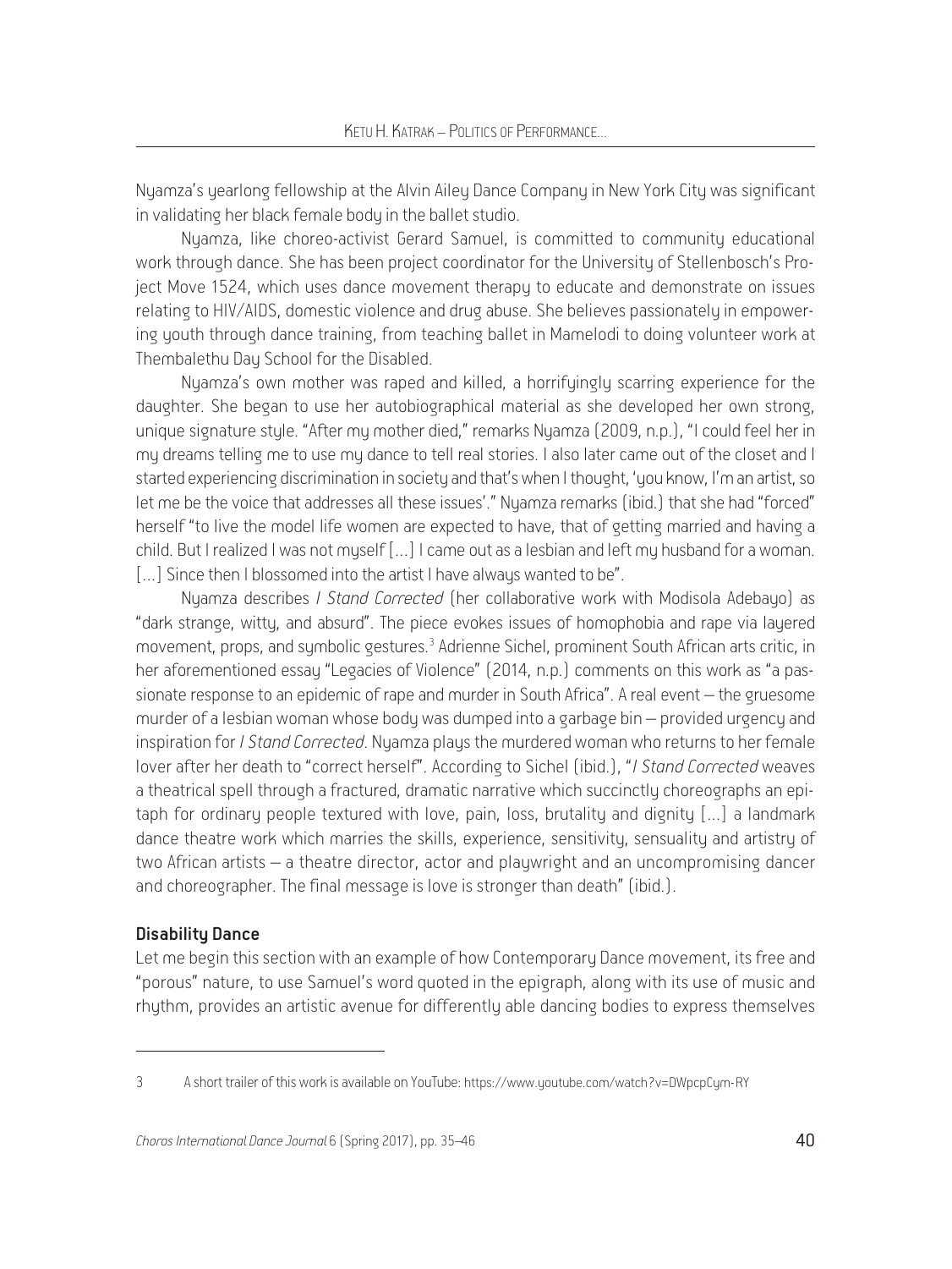Nyamza's yearlong fellowship at the Alvin Ailey Dance Company in New York City was significant in validating her black female body in the ballet studio.

Nyamza, like choreo-activist Gerard Samuel, is committed to community educational work through dance. She has been project coordinator for the University of Stellenbosch's Project Move 1524, which uses dance movement therapy to educate and demonstrate on issues relating to HIV/AIDS, domestic violence and drug abuse. She believes passionately in empowering youth through dance training, from teaching ballet in Mamelodi to doing volunteer work at Thembalethu Day School for the Disabled.

Nyamza's own mother was raped and killed, a horrifyingly scarring experience for the daughter. She began to use her autobiographical material as she developed her own strong, unique signature style. "After my mother died," remarks Nyamza (2009, n.p.), "I could feel her in my dreams telling me to use my dance to tell real stories. I also later came out of the closet and I started experiencing discrimination in society and that's when I thought, 'you know, I'm an artist, so let me be the voice that addresses all these issues'." Nyamza remarks (ibid.) that she had "forced" herself "to live the model life women are expected to have, that of getting married and having a child. But I realized I was not myself [...] I came out as a lesbian and left my husband for a woman. [...] Since then I blossomed into the artist I have always wanted to be".

Nyamza describes *I Stand Corrected* (her collaborative work with Modisola Adebayo) as "dark strange, witty, and absurd". The piece evokes issues of homophobia and rape via layered movement, props, and symbolic gestures.[3] Adrienne Sichel, prominent South African arts critic, in her aforementioned essay "Legacies of Violence" (2014, n.p.) comments on this work as "a passionate response to an epidemic of rape and murder in South Africa". A real event – the gruesome murder of a lesbian woman whose body was dumped into a garbage bin – provided urgency and inspiration for *I Stand Corrected*. Nyamza plays the murdered woman who returns to her female lover after her death to "correct herself". According to Sichel (ibid.), "*I Stand Corrected* weaves a theatrical spell through a fractured, dramatic narrative which succinctly choreographs an epitaph for ordinary people textured with love, pain, loss, brutality and dignity [...] a landmark dance theatre work which marries the skills, experience, sensitivity, sensuality and artistry of two African artists – a theatre director, actor and playwright and an uncompromising dancer and choreographer. The final message is love is stronger than death" (ibid.).

### Disability Dance

Let me begin this section with an example of how Contemporary Dance movement, its free and "porous" nature, to use Samuel's word quoted in the epigraph, along with its use of music and rhythm, provides an artistic avenue for differently able dancing bodies to express themselves

---

3 A short trailer of this work is available on YouTube: https://www.youtube.com/watch?v=DWpcpCym-RY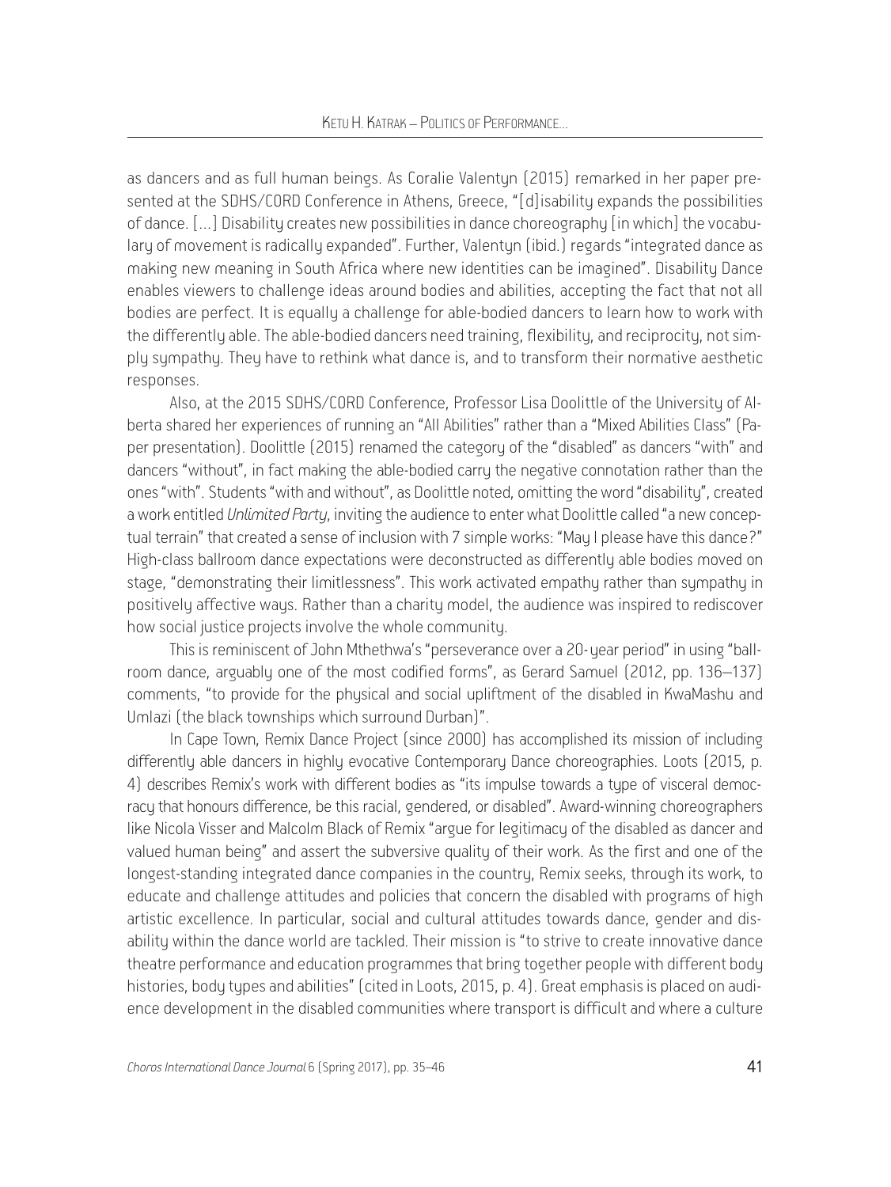as dancers and as full human beings. As Coralie Valentyn (2015) remarked in her paper presented at the SDHS/CORD Conference in Athens, Greece, "[d]isability expands the possibilities of dance. [...] Disability creates new possibilities in dance choreography [in which] the vocabulary of movement is radically expanded". Further, Valentyn (ibid.) regards "integrated dance as making new meaning in South Africa where new identities can be imagined". Disability Dance enables viewers to challenge ideas around bodies and abilities, accepting the fact that not all bodies are perfect. It is equally a challenge for able-bodied dancers to learn how to work with the differently able. The able-bodied dancers need training, flexibility, and reciprocity, not simply sympathy. They have to rethink what dance is, and to transform their normative aesthetic responses.

Also, at the 2015 SDHS/CORD Conference, Professor Lisa Doolittle of the University of Alberta shared her experiences of running an "All Abilities" rather than a "Mixed Abilities Class" (Paper presentation). Doolittle (2015) renamed the category of the "disabled" as dancers "with" and dancers "without", in fact making the able-bodied carry the negative connotation rather than the ones "with". Students "with and without", as Doolittle noted, omitting the word "disability", created a work entitled *Unlimited Party*, inviting the audience to enter what Doolittle called "a new conceptual terrain" that created a sense of inclusion with 7 simple works: "May I please have this dance?" High-class ballroom dance expectations were deconstructed as differently able bodies moved on stage, "demonstrating their limitlessness". This work activated empathy rather than sympathy in positively affective ways. Rather than a charity model, the audience was inspired to rediscover how social justice projects involve the whole community.

This is reminiscent of John Mthethwa's "perseverance over a 20-year period" in using "ballroom dance, arguably one of the most codified forms", as Gerard Samuel (2012, pp. 136–137) comments, "to provide for the physical and social upliftment of the disabled in KwaMashu and Umlazi (the black townships which surround Durban)".

In Cape Town, Remix Dance Project (since 2000) has accomplished its mission of including differently able dancers in highly evocative Contemporary Dance choreographies. Loots (2015, p. 4) describes Remix's work with different bodies as "its impulse towards a type of visceral democracy that honours difference, be this racial, gendered, or disabled". Award-winning choreographers like Nicola Visser and Malcolm Black of Remix "argue for legitimacy of the disabled as dancer and valued human being" and assert the subversive quality of their work. As the first and one of the longest-standing integrated dance companies in the country, Remix seeks, through its work, to educate and challenge attitudes and policies that concern the disabled with programs of high artistic excellence. In particular, social and cultural attitudes towards dance, gender and disability within the dance world are tackled. Their mission is "to strive to create innovative dance theatre performance and education programmes that bring together people with different body histories, body types and abilities" (cited in Loots, 2015, p. 4). Great emphasis is placed on audience development in the disabled communities where transport is difficult and where a culture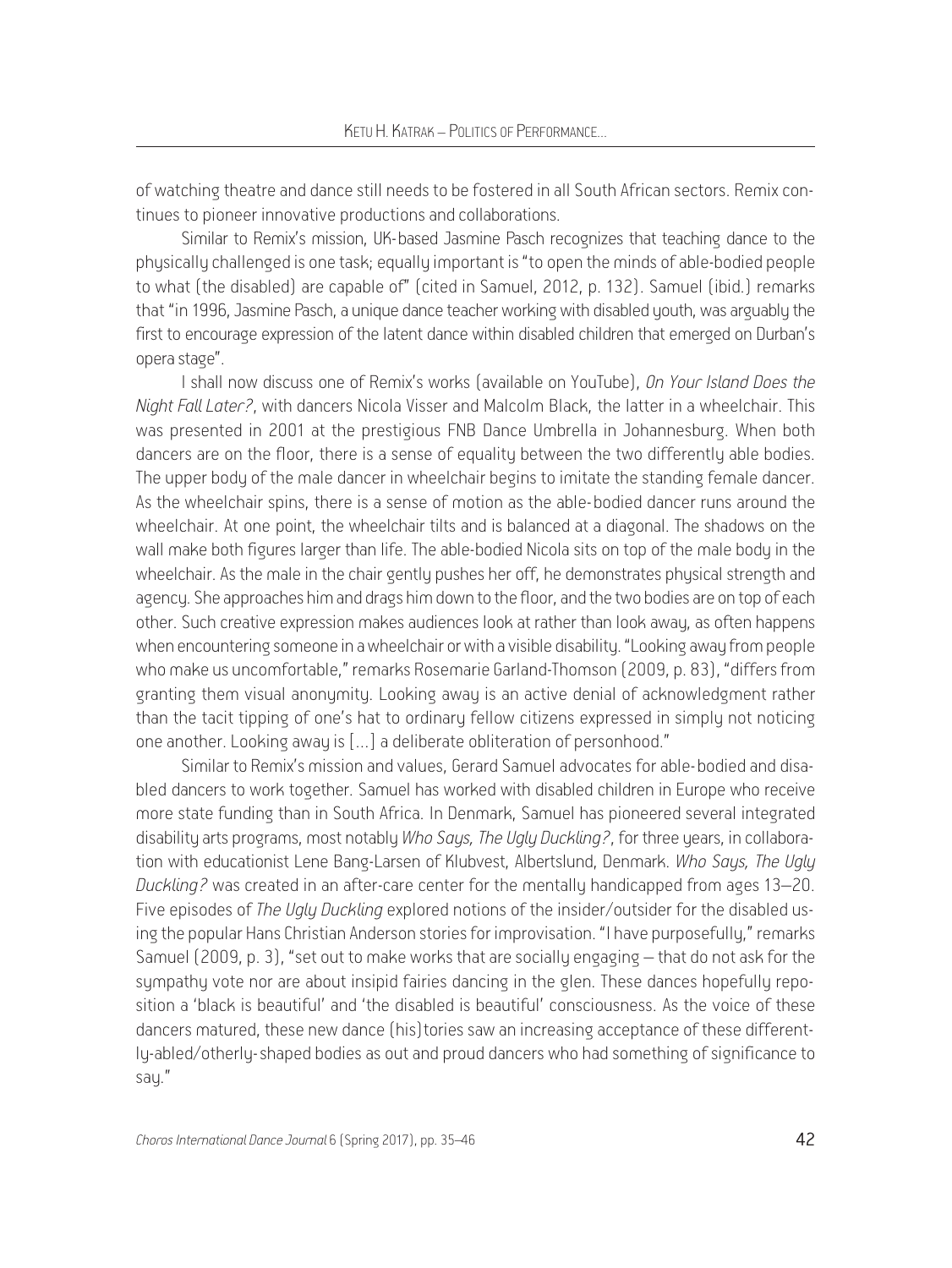of watching theatre and dance still needs to be fostered in all South African sectors. Remix continues to pioneer innovative productions and collaborations.

Similar to Remix's mission, UK-based Jasmine Pasch recognizes that teaching dance to the physically challenged is one task; equally important is "to open the minds of able-bodied people to what (the disabled) are capable of" (cited in Samuel, 2012, p. 132). Samuel (ibid.) remarks that "in 1996, Jasmine Pasch, a unique dance teacher working with disabled youth, was arguably the first to encourage expression of the latent dance within disabled children that emerged on Durban's opera stage".

I shall now discuss one of Remix's works (available on YouTube), *On Your Island Does the Night Fall Later?*, with dancers Nicola Visser and Malcolm Black, the latter in a wheelchair. This was presented in 2001 at the prestigious FNB Dance Umbrella in Johannesburg. When both dancers are on the floor, there is a sense of equality between the two differently able bodies. The upper body of the male dancer in wheelchair begins to imitate the standing female dancer. As the wheelchair spins, there is a sense of motion as the able-bodied dancer runs around the wheelchair. At one point, the wheelchair tilts and is balanced at a diagonal. The shadows on the wall make both figures larger than life. The able-bodied Nicola sits on top of the male body in the wheelchair. As the male in the chair gently pushes her off, he demonstrates physical strength and agency. She approaches him and drags him down to the floor, and the two bodies are on top of each other. Such creative expression makes audiences look at rather than look away, as often happens when encountering someone in a wheelchair or with a visible disability. "Looking away from people who make us uncomfortable," remarks Rosemarie Garland-Thomson (2009, p. 83), "differs from granting them visual anonymity. Looking away is an active denial of acknowledgment rather than the tacit tipping of one's hat to ordinary fellow citizens expressed in simply not noticing one another. Looking away is [...] a deliberate obliteration of personhood."

Similar to Remix's mission and values, Gerard Samuel advocates for able-bodied and disabled dancers to work together. Samuel has worked with disabled children in Europe who receive more state funding than in South Africa. In Denmark, Samuel has pioneered several integrated disability arts programs, most notably *Who Says, The Ugly Duckling?*, for three years, in collaboration with educationist Lene Bang-Larsen of Klubvest, Albertslund, Denmark. *Who Says, The Ugly Duckling?* was created in an after-care center for the mentally handicapped from ages 13–20. Five episodes of *The Ugly Duckling* explored notions of the insider/outsider for the disabled using the popular Hans Christian Anderson stories for improvisation. "I have purposefully," remarks Samuel (2009, p. 3), "set out to make works that are socially engaging – that do not ask for the sympathy vote nor are about insipid fairies dancing in the glen. These dances hopefully reposition a 'black is beautiful' and 'the disabled is beautiful' consciousness. As the voice of these dancers matured, these new dance (his)tories saw an increasing acceptance of these differently-abled/otherly-shaped bodies as out and proud dancers who had something of significance to say."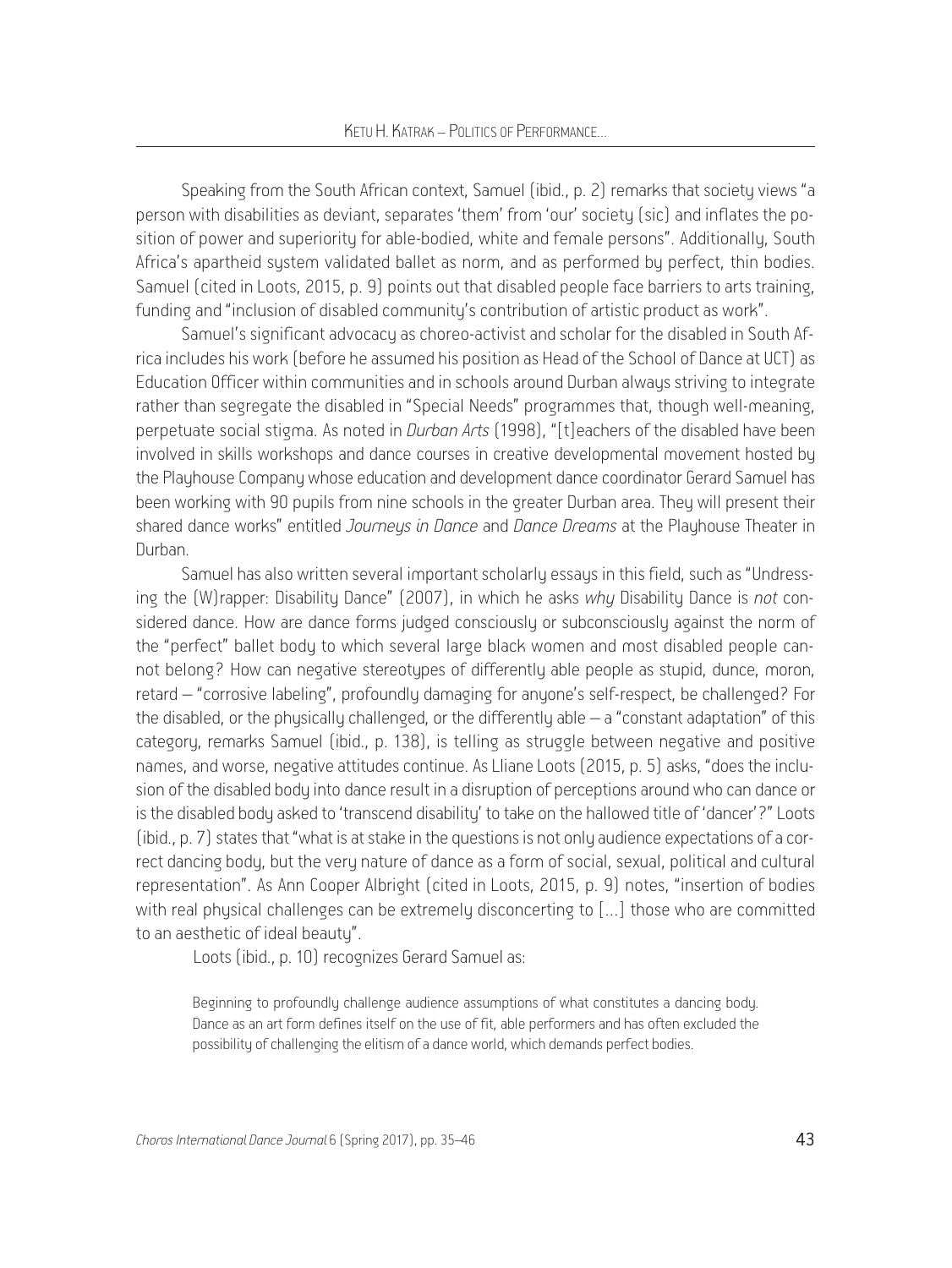Speaking from the South African context, Samuel (ibid., p. 2) remarks that society views "a person with disabilities as deviant, separates 'them' from 'our' society (sic) and inflates the position of power and superiority for able-bodied, white and female persons". Additionally, South Africa's apartheid system validated ballet as norm, and as performed by perfect, thin bodies. Samuel (cited in Loots, 2015, p. 9) points out that disabled people face barriers to arts training, funding and "inclusion of disabled community's contribution of artistic product as work".

Samuel's significant advocacy as choreo-activist and scholar for the disabled in South Africa includes his work (before he assumed his position as Head of the School of Dance at UCT) as Education Officer within communities and in schools around Durban always striving to integrate rather than segregate the disabled in "Special Needs" programmes that, though well-meaning, perpetuate social stigma. As noted in *Durban Arts* (1998), "[t]eachers of the disabled have been involved in skills workshops and dance courses in creative developmental movement hosted by the Playhouse Company whose education and development dance coordinator Gerard Samuel has been working with 90 pupils from nine schools in the greater Durban area. They will present their shared dance works" entitled *Journeys in Dance* and *Dance Dreams* at the Playhouse Theater in Durban.

Samuel has also written several important scholarly essays in this field, such as "Undressing the (W)rapper: Disability Dance" (2007), in which he asks *why* Disability Dance is *not* considered dance. How are dance forms judged consciously or subconsciously against the norm of the "perfect" ballet body to which several large black women and most disabled people cannot belong? How can negative stereotypes of differently able people as stupid, dunce, moron, retard – "corrosive labeling", profoundly damaging for anyone's self-respect, be challenged? For the disabled, or the physically challenged, or the differently able – a "constant adaptation" of this category, remarks Samuel (ibid., p. 138), is telling as struggle between negative and positive names, and worse, negative attitudes continue. As Lliane Loots (2015, p. 5) asks, "does the inclusion of the disabled body into dance result in a disruption of perceptions around who can dance or is the disabled body asked to 'transcend disability' to take on the hallowed title of 'dancer'?" Loots (ibid., p. 7) states that "what is at stake in the questions is not only audience expectations of a correct dancing body, but the very nature of dance as a form of social, sexual, political and cultural representation". As Ann Cooper Albright (cited in Loots, 2015, p. 9) notes, "insertion of bodies with real physical challenges can be extremely disconcerting to [...] those who are committed to an aesthetic of ideal beauty".

Loots (ibid., p. 10) recognizes Gerard Samuel as:

> Beginning to profoundly challenge audience assumptions of what constitutes a dancing body. Dance as an art form defines itself on the use of fit, able performers and has often excluded the possibility of challenging the elitism of a dance world, which demands perfect bodies.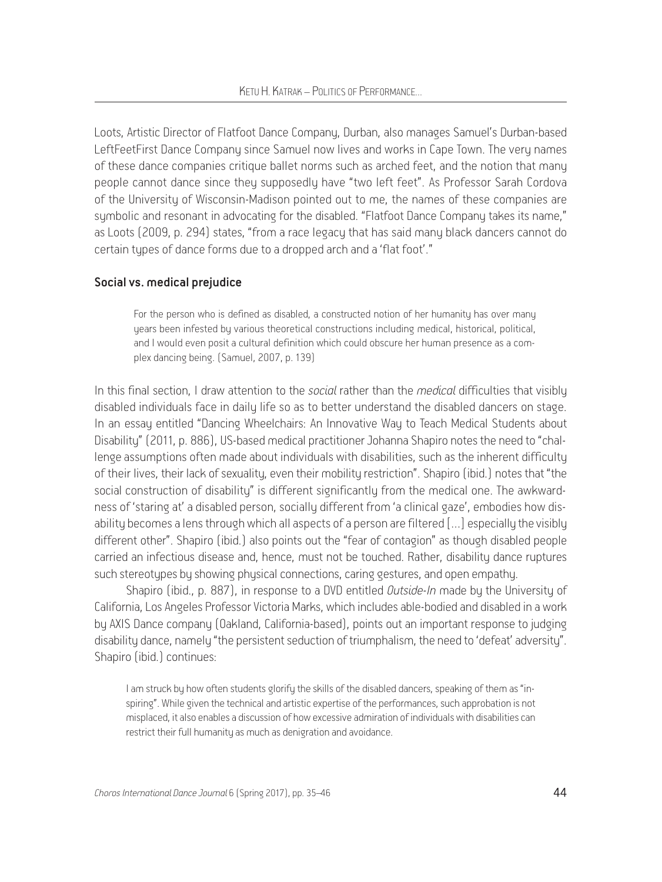Loots, Artistic Director of Flatfoot Dance Company, Durban, also manages Samuel's Durban-based LeftFeetFirst Dance Company since Samuel now lives and works in Cape Town. The very names of these dance companies critique ballet norms such as arched feet, and the notion that many people cannot dance since they supposedly have "two left feet". As Professor Sarah Cordova of the University of Wisconsin-Madison pointed out to me, the names of these companies are symbolic and resonant in advocating for the disabled. "Flatfoot Dance Company takes its name," as Loots (2009, p. 294) states, "from a race legacy that has said many black dancers cannot do certain types of dance forms due to a dropped arch and a 'flat foot'."

### Social vs. medical prejudice

> For the person who is defined as disabled, a constructed notion of her humanity has over many years been infested by various theoretical constructions including medical, historical, political, and I would even posit a cultural definition which could obscure her human presence as a complex dancing being. (Samuel, 2007, p. 139)

In this final section, I draw attention to the *social* rather than the *medical* difficulties that visibly disabled individuals face in daily life so as to better understand the disabled dancers on stage. In an essay entitled "Dancing Wheelchairs: An Innovative Way to Teach Medical Students about Disability" (2011, p. 886), US-based medical practitioner Johanna Shapiro notes the need to "challenge assumptions often made about individuals with disabilities, such as the inherent difficulty of their lives, their lack of sexuality, even their mobility restriction". Shapiro (ibid.) notes that "the social construction of disability" is different significantly from the medical one. The awkwardness of 'staring at' a disabled person, socially different from 'a clinical gaze', embodies how disability becomes a lens through which all aspects of a person are filtered [...] especially the visibly different other". Shapiro (ibid.) also points out the "fear of contagion" as though disabled people carried an infectious disease and, hence, must not be touched. Rather, disability dance ruptures such stereotypes by showing physical connections, caring gestures, and open empathy.

Shapiro (ibid., p. 887), in response to a DVD entitled *Outside-In* made by the University of California, Los Angeles Professor Victoria Marks, which includes able-bodied and disabled in a work by AXIS Dance company (Oakland, California-based), points out an important response to judging disability dance, namely "the persistent seduction of triumphalism, the need to 'defeat' adversity". Shapiro (ibid.) continues:

> I am struck by how often students glorify the skills of the disabled dancers, speaking of them as "inspiring". While given the technical and artistic expertise of the performances, such approbation is not misplaced, it also enables a discussion of how excessive admiration of individuals with disabilities can restrict their full humanity as much as denigration and avoidance.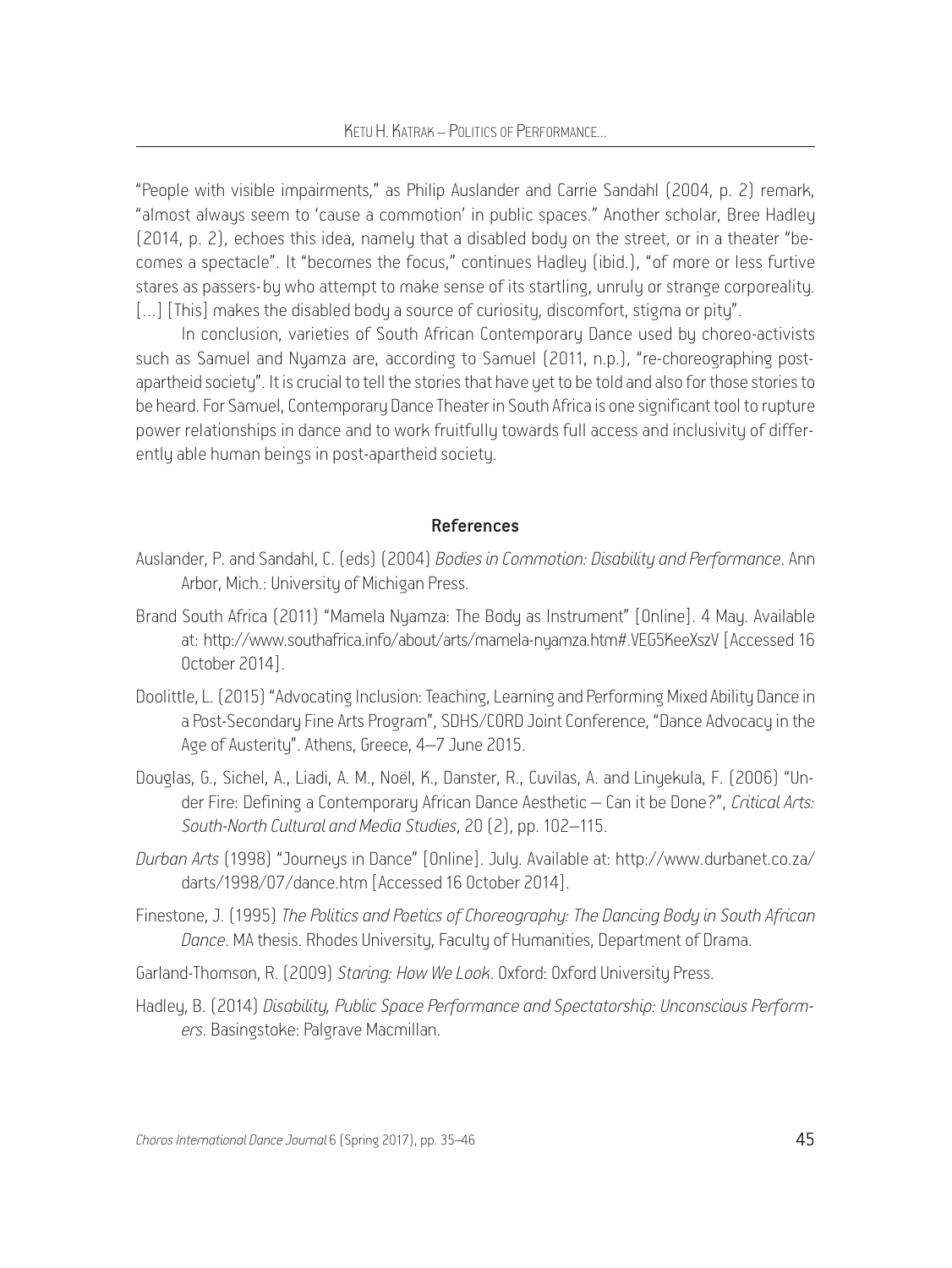"People with visible impairments," as Philip Auslander and Carrie Sandahl (2004, p. 2) remark, "almost always seem to 'cause a commotion' in public spaces." Another scholar, Bree Hadley (2014, p. 2), echoes this idea, namely that a disabled body on the street, or in a theater "becomes a spectacle". It "becomes the focus," continues Hadley (ibid.), "of more or less furtive stares as passers-by who attempt to make sense of its startling, unruly or strange corporeality. [...] [This] makes the disabled body a source of curiosity, discomfort, stigma or pity".

In conclusion, varieties of South African Contemporary Dance used by choreo-activists such as Samuel and Nyamza are, according to Samuel (2011, n.p.), "re-choreographing post-apartheid society". It is crucial to tell the stories that have yet to be told and also for those stories to be heard. For Samuel, Contemporary Dance Theater in South Africa is one significant tool to rupture power relationships in dance and to work fruitfully towards full access and inclusivity of differently able human beings in post-apartheid society.

## References

Auslander, P. and Sandahl, C. (eds) (2004) *Bodies in Commotion: Disability and Performance*. Ann Arbor, Mich.: University of Michigan Press.

Brand South Africa (2011) "Mamela Nyamza: The Body as Instrument" [Online]. 4 May. Available at: http://www.southafrica.info/about/arts/mamela-nyamza.htm#.VEG5KeeXszV [Accessed 16 October 2014].

Doolittle, L. (2015) "Advocating Inclusion: Teaching, Learning and Performing Mixed Ability Dance in a Post-Secondary Fine Arts Program", SDHS/CORD Joint Conference, "Dance Advocacy in the Age of Austerity". Athens, Greece, 4–7 June 2015.

Douglas, G., Sichel, A., Liadi, A. M., Noël, K., Danster, R., Cuvilas, A. and Linyekula, F. (2006) "Under Fire: Defining a Contemporary African Dance Aesthetic – Can it be Done?", *Critical Arts: South-North Cultural and Media Studies*, 20 (2), pp. 102–115.

*Durban Arts* (1998) "Journeys in Dance" [Online]. July. Available at: http://www.durbanet.co.za/darts/1998/07/dance.htm [Accessed 16 October 2014].

Finestone, J. (1995) *The Politics and Poetics of Choreography: The Dancing Body in South African Dance*. MA thesis. Rhodes University, Faculty of Humanities, Department of Drama.

Garland-Thomson, R. (2009) *Staring: How We Look*. Oxford: Oxford University Press.

Hadley, B. (2014) *Disability, Public Space Performance and Spectatorship: Unconscious Performers*. Basingstoke: Palgrave Macmillan.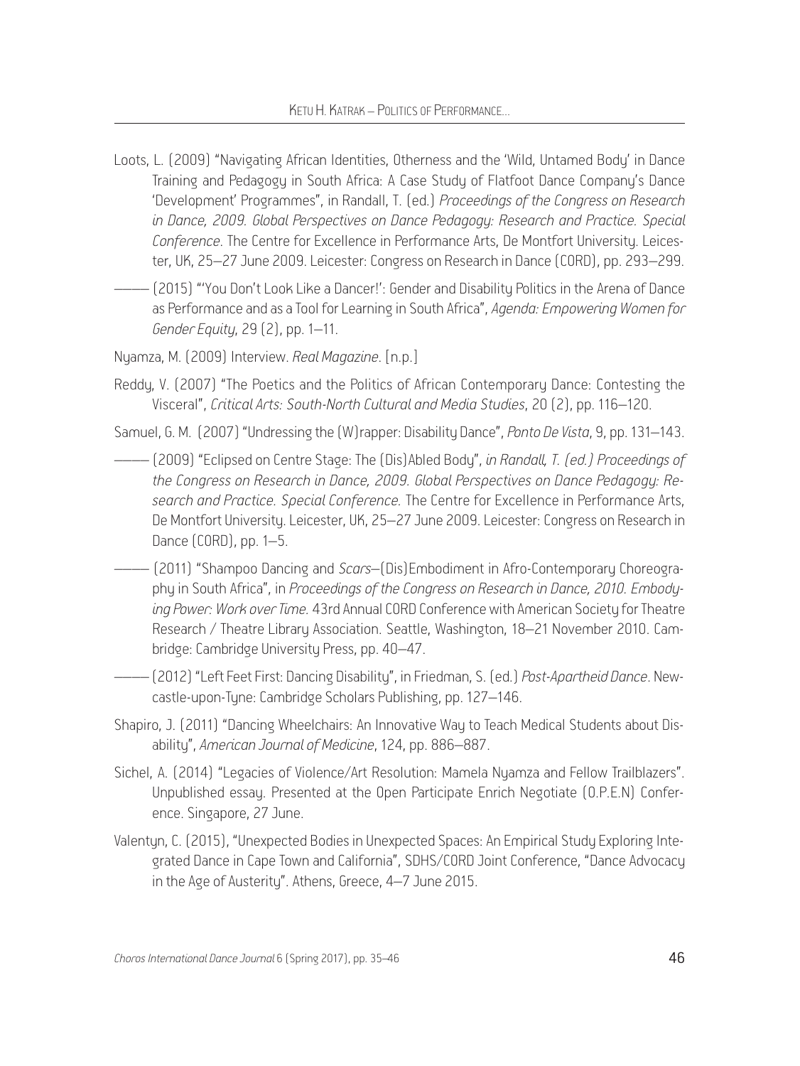Loots, L. (2009) "Navigating African Identities, Otherness and the 'Wild, Untamed Body' in Dance Training and Pedagogy in South Africa: A Case Study of Flatfoot Dance Company's Dance 'Development' Programmes", in Randall, T. (ed.) *Proceedings of the Congress on Research in Dance, 2009. Global Perspectives on Dance Pedagogy: Research and Practice. Special Conference*. The Centre for Excellence in Performance Arts, De Montfort University. Leicester, UK, 25–27 June 2009. Leicester: Congress on Research in Dance (CORD), pp. 293–299.

——— (2015) "'You Don't Look Like a Dancer!': Gender and Disability Politics in the Arena of Dance as Performance and as a Tool for Learning in South Africa", *Agenda: Empowering Women for Gender Equity*, 29 (2), pp. 1–11.

Nyamza, M. (2009) Interview. *Real Magazine*. [n.p.]

Reddy, V. (2007) "The Poetics and the Politics of African Contemporary Dance: Contesting the Visceral", *Critical Arts: South-North Cultural and Media Studies*, 20 (2), pp. 116–120.

Samuel, G. M. (2007) "Undressing the (W)rapper: Disability Dance", *Ponto De Vista*, 9, pp. 131–143.

——— (2009) "Eclipsed on Centre Stage: The (Dis)Abled Body", *in Randall, T. (ed.) Proceedings of the Congress on Research in Dance, 2009. Global Perspectives on Dance Pedagogy: Research and Practice. Special Conference.* The Centre for Excellence in Performance Arts, De Montfort University. Leicester, UK, 25–27 June 2009. Leicester: Congress on Research in Dance (CORD), pp. 1–5.

——— (2011) "Shampoo Dancing and *Scars*–(Dis)Embodiment in Afro-Contemporary Choreography in South Africa", in *Proceedings of the Congress on Research in Dance, 2010. Embodying Power: Work over Time.* 43rd Annual CORD Conference with American Society for Theatre Research / Theatre Library Association. Seattle, Washington, 18–21 November 2010. Cambridge: Cambridge University Press, pp. 40–47.

——— (2012) "Left Feet First: Dancing Disability", in Friedman, S. (ed.) *Post-Apartheid Dance*. Newcastle-upon-Tyne: Cambridge Scholars Publishing, pp. 127–146.

Shapiro, J. (2011) "Dancing Wheelchairs: An Innovative Way to Teach Medical Students about Disability", *American Journal of Medicine*, 124, pp. 886–887.

Sichel, A. (2014) "Legacies of Violence/Art Resolution: Mamela Nyamza and Fellow Trailblazers". Unpublished essay. Presented at the Open Participate Enrich Negotiate (O.P.E.N) Conference. Singapore, 27 June.

Valentyn, C. (2015), "Unexpected Bodies in Unexpected Spaces: An Empirical Study Exploring Integrated Dance in Cape Town and California", SDHS/CORD Joint Conference, "Dance Advocacy in the Age of Austerity". Athens, Greece, 4–7 June 2015.